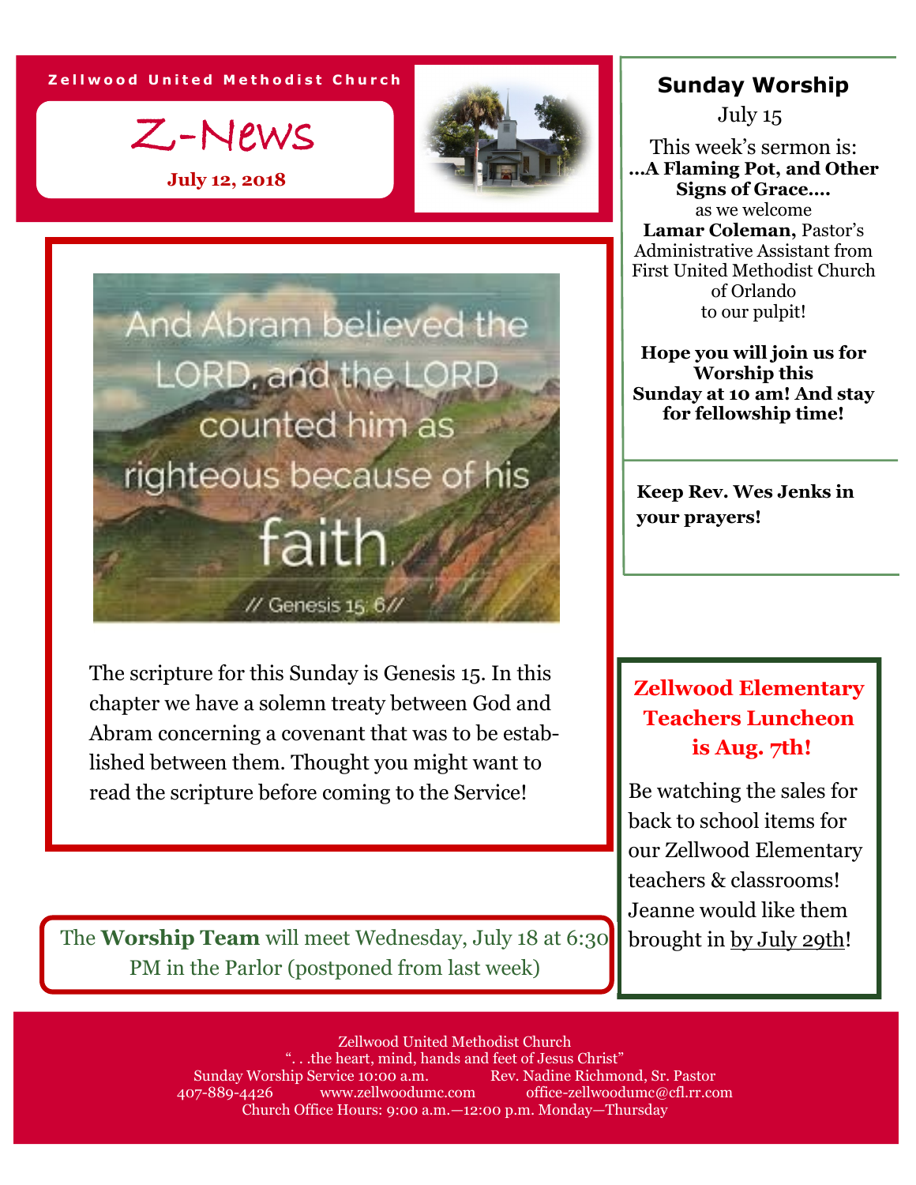Zellwood United Methodist Church

# Z-News

**July 12, 2018**

And Abram believed the LORD, and the LORD counted him as righteous because of his faith.

// Genesis 15: 6//

The scripture for this Sunday is Genesis 15. In this chapter we have a solemn treaty between God and Abram concerning a covenant that was to be established between them. Thought you might want to read the scripture before coming to the Service!

The **Worship Team** will meet Wednesday, July 18 at 6:30 PM in the Parlor (postponed from last week)

## Sunday Worship

July 15

This week's sermon is:
**…A Flaming Pot, and Other Signs of Grace….**
as we welcome
**Lamar Coleman,** Pastor's Administrative Assistant from First United Methodist Church of Orlando
to our pulpit!

**Hope you will join us for Worship this Sunday at 10 am! And stay for fellowship time!**

**Keep Rev. Wes Jenks in your prayers!**

## Zellwood Elementary Teachers Luncheon is Aug. 7th!

Be watching the sales for back to school items for our Zellwood Elementary teachers & classrooms! Jeanne would like them brought in by July 29th!

Zellwood United Methodist Church
". . .the heart, mind, hands and feet of Jesus Christ"
Sunday Worship Service 10:00 a.m. Rev. Nadine Richmond, Sr. Pastor
407-889-4426 www.zellwoodumc.com office-zellwoodumc@cfl.rr.com
Church Office Hours: 9:00 a.m.—12:00 p.m. Monday—Thursday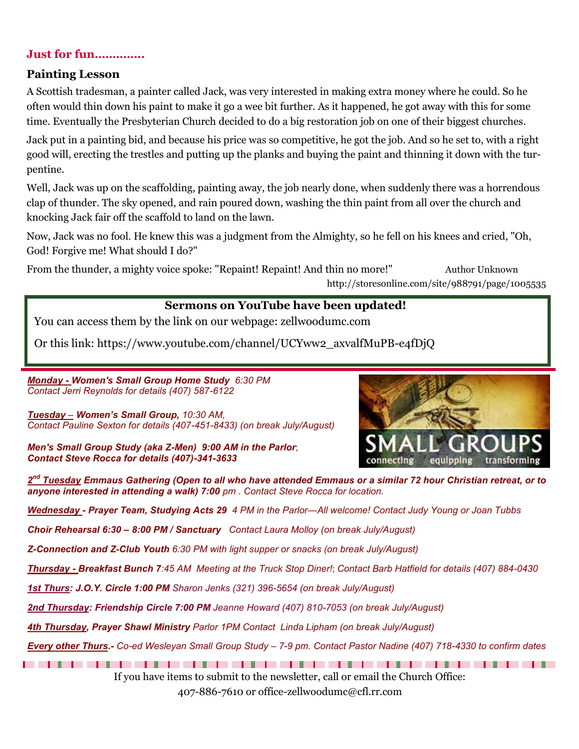## Just for fun.............

### Painting Lesson

A Scottish tradesman, a painter called Jack, was very interested in making extra money where he could. So he often would thin down his paint to make it go a wee bit further. As it happened, he got away with this for some time. Eventually the Presbyterian Church decided to do a big restoration job on one of their biggest churches.

Jack put in a painting bid, and because his price was so competitive, he got the job. And so he set to, with a right good will, erecting the trestles and putting up the planks and buying the paint and thinning it down with the turpentine.

Well, Jack was up on the scaffolding, painting away, the job nearly done, when suddenly there was a horrendous clap of thunder. The sky opened, and rain poured down, washing the thin paint from all over the church and knocking Jack fair off the scaffold to land on the lawn.

Now, Jack was no fool. He knew this was a judgment from the Almighty, so he fell on his knees and cried, "Oh, God! Forgive me! What should I do?"

From the thunder, a mighty voice spoke: "Repaint! Repaint! And thin no more!" Author Unknown

http://storesonline.com/site/988791/page/1005535

**Sermons on YouTube have been updated!**

You can access them by the link on our webpage: zellwoodumc.com

Or this link: https://www.youtube.com/channel/UCYww2_axvalfMuPB-e4fDjQ

***Monday - Women's Small Group Home Study*** *6:30 PM*
*Contact Jerri Reynolds for details (407) 587-6122*

***Tuesday – Women's Small Group,*** *10:30 AM,*
*Contact Pauline Sexton for details (407-451-8433) (on break July/August)*

***Men's Small Group Study (aka Z-Men) 9:00 AM in the Parlor;***
***Contact Steve Rocca for details (407)-341-3633***

SMALL GROUPS
connecting equipping transforming

***2nd Tuesday Emmaus Gathering (Open to all who have attended Emmaus or a similar 72 hour Christian retreat, or to anyone interested in attending a walk) 7:00*** *pm . Contact Steve Rocca for location.*

***Wednesday - Prayer Team, Studying Acts 29*** *4 PM in the Parlor—All welcome! Contact Judy Young or Joan Tubbs*

***Choir Rehearsal 6:30 – 8:00 PM / Sanctuary*** *Contact Laura Molloy (on break July/August)*

***Z-Connection and Z-Club Youth*** *6:30 PM with light supper or snacks (on break July/August)*

***Thursday - Breakfast Bunch 7****:45 AM Meeting at the Truck Stop Diner!; Contact Barb Hatfield for details (407) 884-0430*

***1st Thurs: J.O.Y. Circle 1:00 PM*** *Sharon Jenks (321) 396-5654 (on break July/August)*

***2nd Thursday: Friendship Circle 7:00 PM*** *Jeanne Howard (407) 810-7053 (on break July/August)*

***4th Thursday, Prayer Shawl Ministry*** *Parlor 1PM Contact Linda Lipham (on break July/August)*

***Every other Thurs.-*** *Co-ed Wesleyan Small Group Study – 7-9 pm. Contact Pastor Nadine (407) 718-4330 to confirm dates*

If you have items to submit to the newsletter, call or email the Church Office:
407-886-7610 or office-zellwoodumc@cfl.rr.com